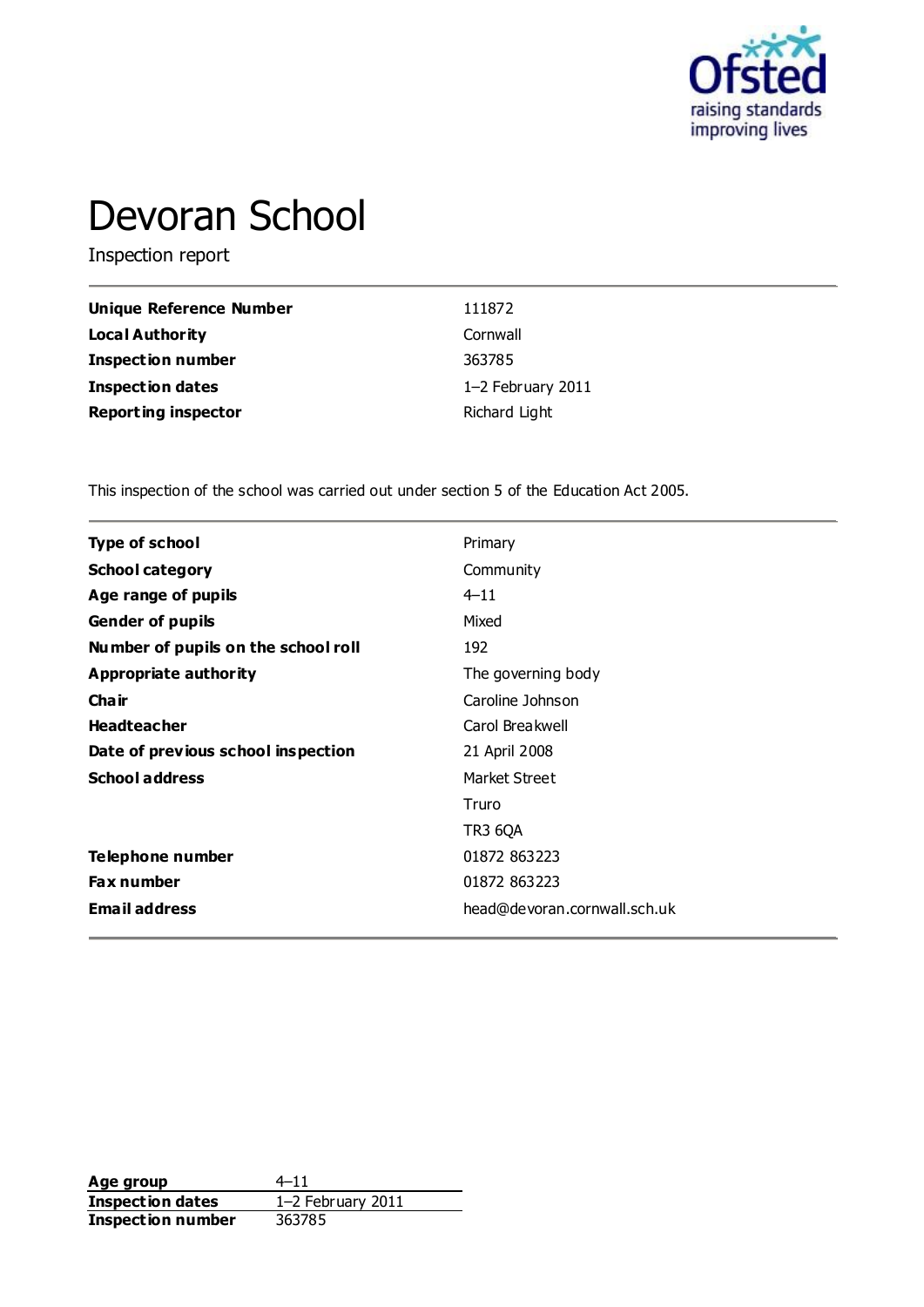Ofsted
raising standards
improving lives

# Devoran School

Inspection report

| | |
|---|---|
| **Unique Reference Number** | 111872 |
| **Local Authority** | Cornwall |
| **Inspection number** | 363785 |
| **Inspection dates** | 1–2 February 2011 |
| **Reporting inspector** | Richard Light |

This inspection of the school was carried out under section 5 of the Education Act 2005.

| | |
|---|---|
| **Type of school** | Primary |
| **School category** | Community |
| **Age range of pupils** | 4–11 |
| **Gender of pupils** | Mixed |
| **Number of pupils on the school roll** | 192 |
| **Appropriate authority** | The governing body |
| **Chair** | Caroline Johnson |
| **Headteacher** | Carol Breakwell |
| **Date of previous school inspection** | 21 April 2008 |
| **School address** | Market Street<br>Truro<br>TR3 6QA |
| **Telephone number** | 01872 863223 |
| **Fax number** | 01872 863223 |
| **Email address** | head@devoran.cornwall.sch.uk |

| | |
|---|---|
| **Age group** | 4–11 |
| **Inspection dates** | 1–2 February 2011 |
| **Inspection number** | 363785 |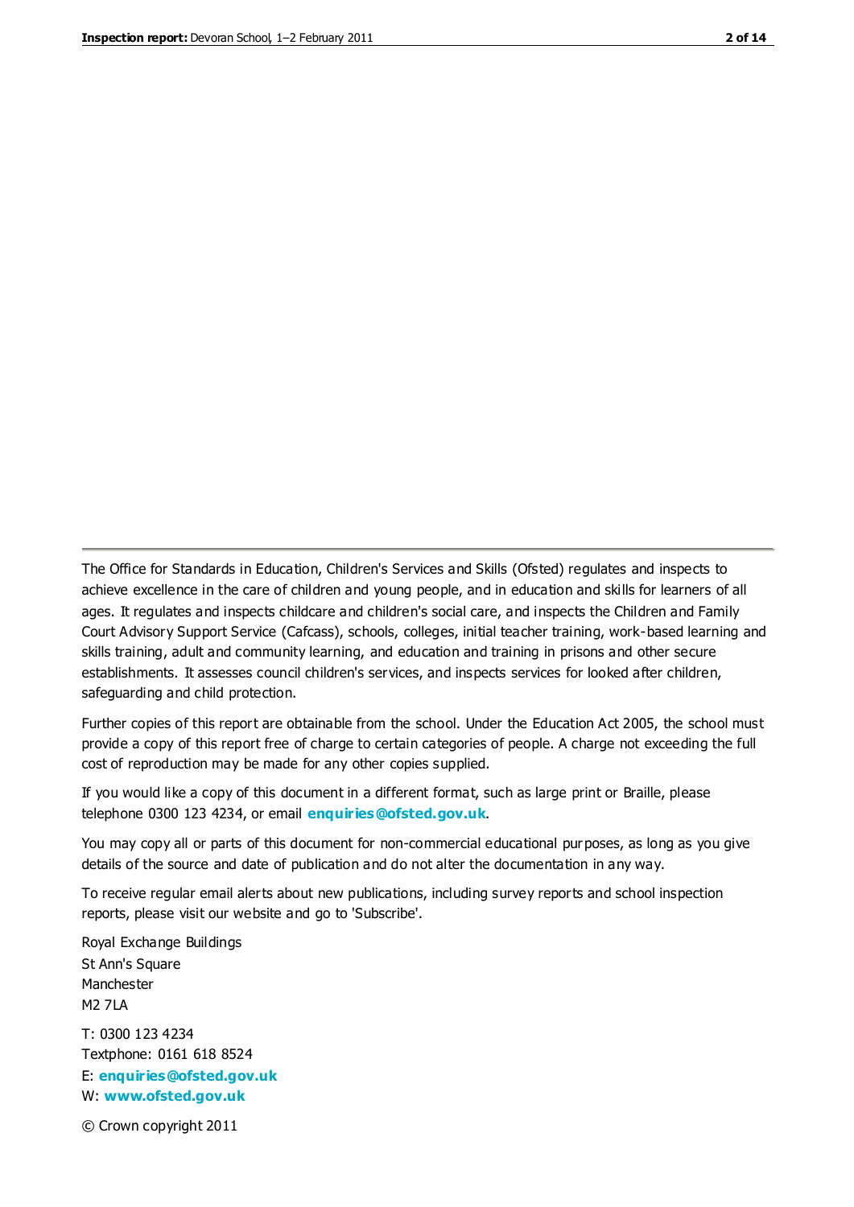The Office for Standards in Education, Children's Services and Skills (Ofsted) regulates and inspects to achieve excellence in the care of children and young people, and in education and skills for learners of all ages. It regulates and inspects childcare and children's social care, and inspects the Children and Family Court Advisory Support Service (Cafcass), schools, colleges, initial teacher training, work-based learning and skills training, adult and community learning, and education and training in prisons and other secure establishments. It assesses council children's services, and inspects services for looked after children, safeguarding and child protection.

Further copies of this report are obtainable from the school. Under the Education Act 2005, the school must provide a copy of this report free of charge to certain categories of people. A charge not exceeding the full cost of reproduction may be made for any other copies supplied.

If you would like a copy of this document in a different format, such as large print or Braille, please telephone 0300 123 4234, or email **enquiries@ofsted.gov.uk**.

You may copy all or parts of this document for non-commercial educational purposes, as long as you give details of the source and date of publication and do not alter the documentation in any way.

To receive regular email alerts about new publications, including survey reports and school inspection reports, please visit our website and go to 'Subscribe'.

Royal Exchange Buildings
St Ann's Square
Manchester
M2 7LA

T: 0300 123 4234
Textphone: 0161 618 8524
E: **enquiries@ofsted.gov.uk**
W: **www.ofsted.gov.uk**

© Crown copyright 2011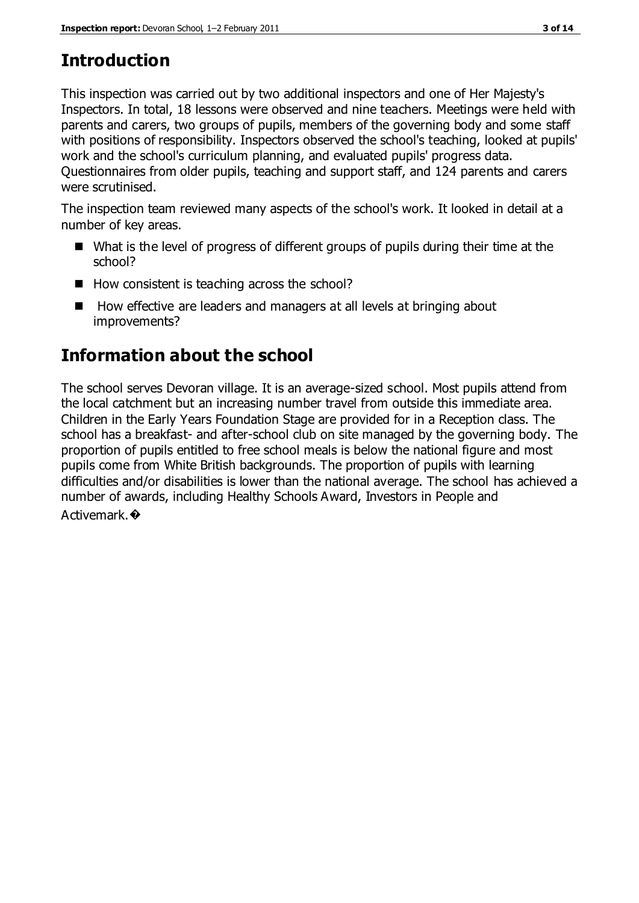## Introduction

This inspection was carried out by two additional inspectors and one of Her Majesty's Inspectors. In total, 18 lessons were observed and nine teachers. Meetings were held with parents and carers, two groups of pupils, members of the governing body and some staff with positions of responsibility. Inspectors observed the school's teaching, looked at pupils' work and the school's curriculum planning, and evaluated pupils' progress data. Questionnaires from older pupils, teaching and support staff, and 124 parents and carers were scrutinised.

The inspection team reviewed many aspects of the school's work. It looked in detail at a number of key areas.

- What is the level of progress of different groups of pupils during their time at the school?
- How consistent is teaching across the school?
- How effective are leaders and managers at all levels at bringing about improvements?

## Information about the school

The school serves Devoran village. It is an average-sized school. Most pupils attend from the local catchment but an increasing number travel from outside this immediate area. Children in the Early Years Foundation Stage are provided for in a Reception class. The school has a breakfast- and after-school club on site managed by the governing body. The proportion of pupils entitled to free school meals is below the national figure and most pupils come from White British backgrounds. The proportion of pupils with learning difficulties and/or disabilities is lower than the national average. The school has achieved a number of awards, including Healthy Schools Award, Investors in People and Activemark.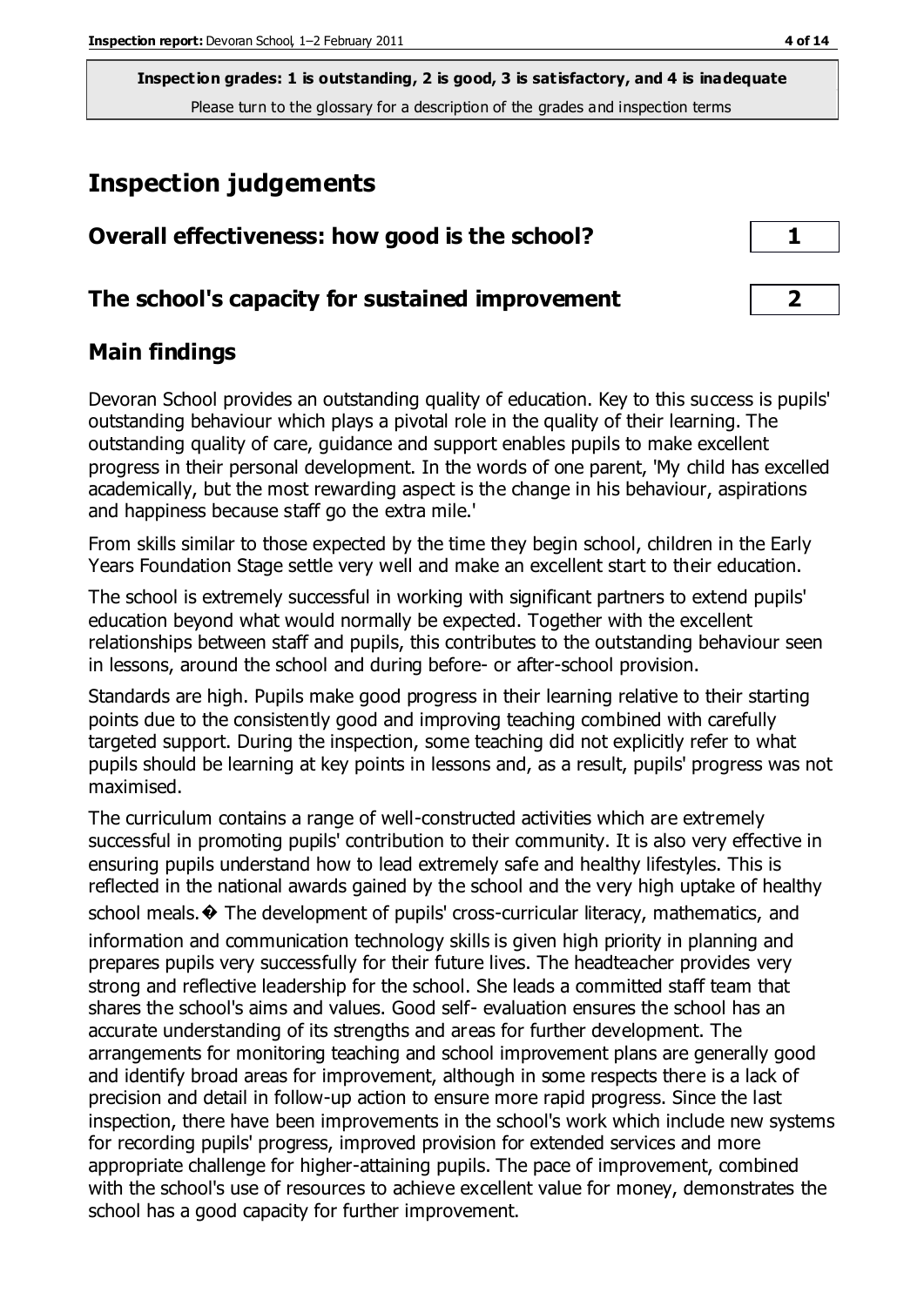**Inspection grades: 1 is outstanding, 2 is good, 3 is satisfactory, and 4 is inadequate**
Please turn to the glossary for a description of the grades and inspection terms

# Inspection judgements

| | |
|---|---|
| **Overall effectiveness: how good is the school?** | **1** |
| **The school's capacity for sustained improvement** | **2** |

## Main findings

Devoran School provides an outstanding quality of education. Key to this success is pupils' outstanding behaviour which plays a pivotal role in the quality of their learning. The outstanding quality of care, guidance and support enables pupils to make excellent progress in their personal development. In the words of one parent, 'My child has excelled academically, but the most rewarding aspect is the change in his behaviour, aspirations and happiness because staff go the extra mile.'

From skills similar to those expected by the time they begin school, children in the Early Years Foundation Stage settle very well and make an excellent start to their education.

The school is extremely successful in working with significant partners to extend pupils' education beyond what would normally be expected. Together with the excellent relationships between staff and pupils, this contributes to the outstanding behaviour seen in lessons, around the school and during before- or after-school provision.

Standards are high. Pupils make good progress in their learning relative to their starting points due to the consistently good and improving teaching combined with carefully targeted support. During the inspection, some teaching did not explicitly refer to what pupils should be learning at key points in lessons and, as a result, pupils' progress was not maximised.

The curriculum contains a range of well-constructed activities which are extremely successful in promoting pupils' contribution to their community. It is also very effective in ensuring pupils understand how to lead extremely safe and healthy lifestyles. This is reflected in the national awards gained by the school and the very high uptake of healthy school meals.� The development of pupils' cross-curricular literacy, mathematics, and information and communication technology skills is given high priority in planning and prepares pupils very successfully for their future lives. The headteacher provides very strong and reflective leadership for the school. She leads a committed staff team that shares the school's aims and values. Good self- evaluation ensures the school has an accurate understanding of its strengths and areas for further development. The arrangements for monitoring teaching and school improvement plans are generally good and identify broad areas for improvement, although in some respects there is a lack of precision and detail in follow-up action to ensure more rapid progress. Since the last inspection, there have been improvements in the school's work which include new systems for recording pupils' progress, improved provision for extended services and more appropriate challenge for higher-attaining pupils. The pace of improvement, combined with the school's use of resources to achieve excellent value for money, demonstrates the school has a good capacity for further improvement.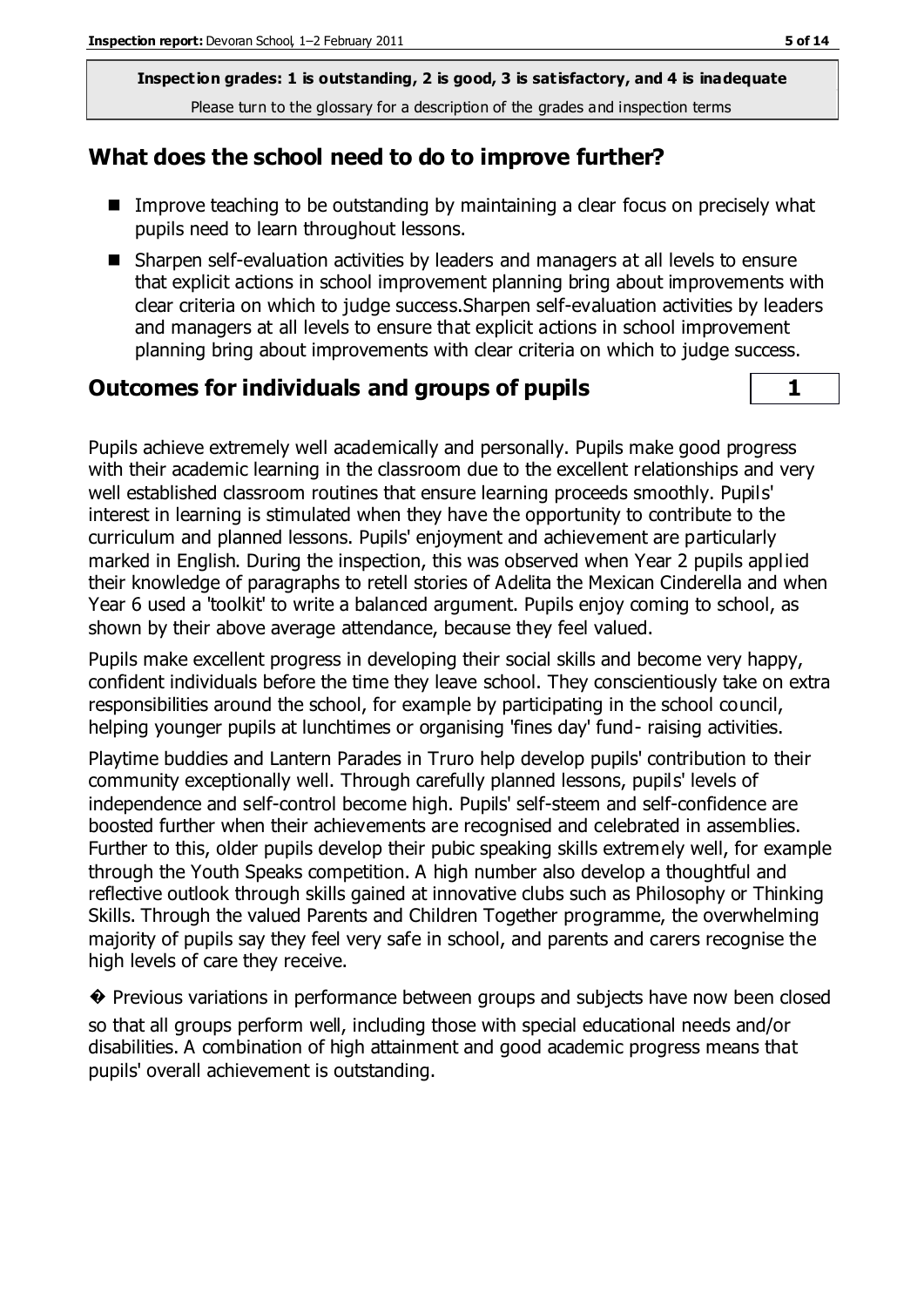**Inspection grades: 1 is outstanding, 2 is good, 3 is satisfactory, and 4 is inadequate**
Please turn to the glossary for a description of the grades and inspection terms

## What does the school need to do to improve further?

- Improve teaching to be outstanding by maintaining a clear focus on precisely what pupils need to learn throughout lessons.
- Sharpen self-evaluation activities by leaders and managers at all levels to ensure that explicit actions in school improvement planning bring about improvements with clear criteria on which to judge success.Sharpen self-evaluation activities by leaders and managers at all levels to ensure that explicit actions in school improvement planning bring about improvements with clear criteria on which to judge success.

## Outcomes for individuals and groups of pupils

**1**

Pupils achieve extremely well academically and personally. Pupils make good progress with their academic learning in the classroom due to the excellent relationships and very well established classroom routines that ensure learning proceeds smoothly. Pupils' interest in learning is stimulated when they have the opportunity to contribute to the curriculum and planned lessons. Pupils' enjoyment and achievement are particularly marked in English. During the inspection, this was observed when Year 2 pupils applied their knowledge of paragraphs to retell stories of Adelita the Mexican Cinderella and when Year 6 used a 'toolkit' to write a balanced argument. Pupils enjoy coming to school, as shown by their above average attendance, because they feel valued.

Pupils make excellent progress in developing their social skills and become very happy, confident individuals before the time they leave school. They conscientiously take on extra responsibilities around the school, for example by participating in the school council, helping younger pupils at lunchtimes or organising 'fines day' fund- raising activities.

Playtime buddies and Lantern Parades in Truro help develop pupils' contribution to their community exceptionally well. Through carefully planned lessons, pupils' levels of independence and self-control become high. Pupils' self-steem and self-confidence are boosted further when their achievements are recognised and celebrated in assemblies. Further to this, older pupils develop their pubic speaking skills extremely well, for example through the Youth Speaks competition. A high number also develop a thoughtful and reflective outlook through skills gained at innovative clubs such as Philosophy or Thinking Skills. Through the valued Parents and Children Together programme, the overwhelming majority of pupils say they feel very safe in school, and parents and carers recognise the high levels of care they receive.

� Previous variations in performance between groups and subjects have now been closed so that all groups perform well, including those with special educational needs and/or disabilities. A combination of high attainment and good academic progress means that pupils' overall achievement is outstanding.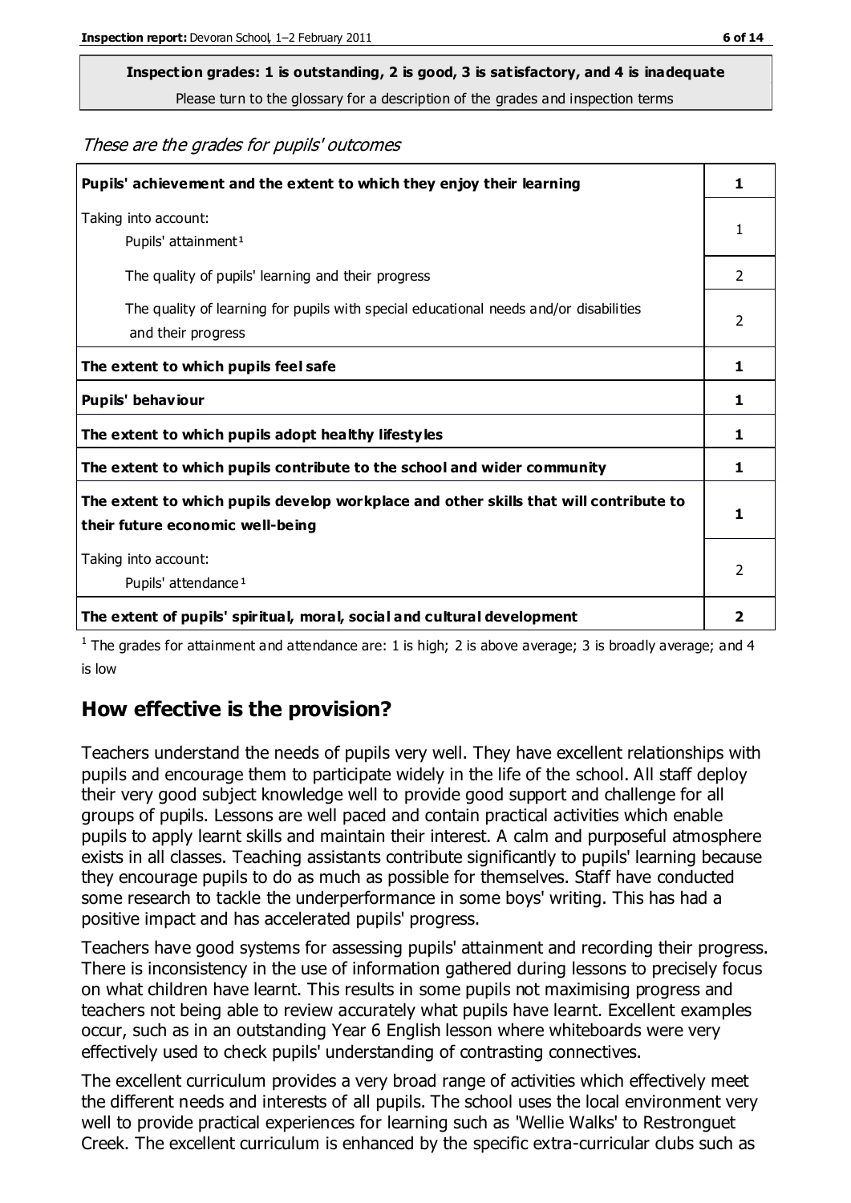**Inspection grades: 1 is outstanding, 2 is good, 3 is satisfactory, and 4 is inadequate**

Please turn to the glossary for a description of the grades and inspection terms

*These are the grades for pupils' outcomes*

| | |
|---|---|
| **Pupils' achievement and the extent to which they enjoy their learning** | **1** |
| Taking into account:<br>Pupils' attainment [1] | 1 |
| The quality of pupils' learning and their progress | 2 |
| The quality of learning for pupils with special educational needs and/or disabilities and their progress | 2 |
| **The extent to which pupils feel safe** | **1** |
| **Pupils' behaviour** | **1** |
| **The extent to which pupils adopt healthy lifestyles** | **1** |
| **The extent to which pupils contribute to the school and wider community** | **1** |
| **The extent to which pupils develop workplace and other skills that will contribute to their future economic well-being** | **1** |
| Taking into account:<br>Pupils' attendance [1] | 2 |
| **The extent of pupils' spiritual, moral, social and cultural development** | **2** |

[1] The grades for attainment and attendance are: 1 is high; 2 is above average; 3 is broadly average; and 4 is low

## How effective is the provision?

Teachers understand the needs of pupils very well. They have excellent relationships with pupils and encourage them to participate widely in the life of the school. All staff deploy their very good subject knowledge well to provide good support and challenge for all groups of pupils. Lessons are well paced and contain practical activities which enable pupils to apply learnt skills and maintain their interest. A calm and purposeful atmosphere exists in all classes. Teaching assistants contribute significantly to pupils' learning because they encourage pupils to do as much as possible for themselves. Staff have conducted some research to tackle the underperformance in some boys' writing. This has had a positive impact and has accelerated pupils' progress.

Teachers have good systems for assessing pupils' attainment and recording their progress. There is inconsistency in the use of information gathered during lessons to precisely focus on what children have learnt. This results in some pupils not maximising progress and teachers not being able to review accurately what pupils have learnt. Excellent examples occur, such as in an outstanding Year 6 English lesson where whiteboards were very effectively used to check pupils' understanding of contrasting connectives.

The excellent curriculum provides a very broad range of activities which effectively meet the different needs and interests of all pupils. The school uses the local environment very well to provide practical experiences for learning such as 'Wellie Walks' to Restronguet Creek. The excellent curriculum is enhanced by the specific extra-curricular clubs such as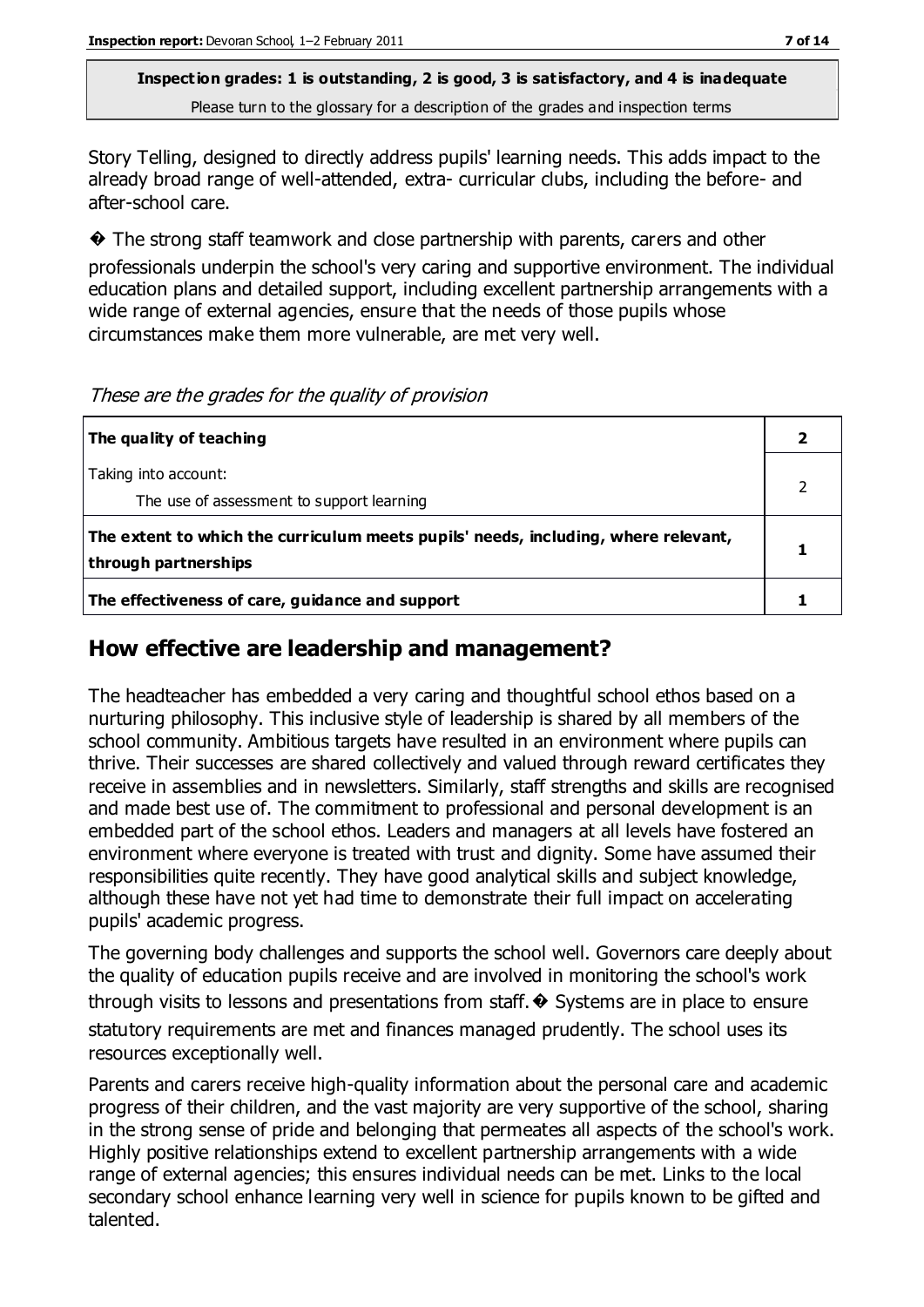**Inspection grades: 1 is outstanding, 2 is good, 3 is satisfactory, and 4 is inadequate**

Please turn to the glossary for a description of the grades and inspection terms

Story Telling, designed to directly address pupils' learning needs. This adds impact to the already broad range of well-attended, extra- curricular clubs, including the before- and after-school care.

� The strong staff teamwork and close partnership with parents, carers and other professionals underpin the school's very caring and supportive environment. The individual education plans and detailed support, including excellent partnership arrangements with a wide range of external agencies, ensure that the needs of those pupils whose circumstances make them more vulnerable, are met very well.

*These are the grades for the quality of provision*

| | |
|---|---|
| **The quality of teaching** | **2** |
| Taking into account:<br>The use of assessment to support learning | 2 |
| **The extent to which the curriculum meets pupils' needs, including, where relevant, through partnerships** | **1** |
| **The effectiveness of care, guidance and support** | **1** |

## How effective are leadership and management?

The headteacher has embedded a very caring and thoughtful school ethos based on a nurturing philosophy. This inclusive style of leadership is shared by all members of the school community. Ambitious targets have resulted in an environment where pupils can thrive. Their successes are shared collectively and valued through reward certificates they receive in assemblies and in newsletters. Similarly, staff strengths and skills are recognised and made best use of. The commitment to professional and personal development is an embedded part of the school ethos. Leaders and managers at all levels have fostered an environment where everyone is treated with trust and dignity. Some have assumed their responsibilities quite recently. They have good analytical skills and subject knowledge, although these have not yet had time to demonstrate their full impact on accelerating pupils' academic progress.

The governing body challenges and supports the school well. Governors care deeply about the quality of education pupils receive and are involved in monitoring the school's work through visits to lessons and presentations from staff.� Systems are in place to ensure statutory requirements are met and finances managed prudently. The school uses its resources exceptionally well.

Parents and carers receive high-quality information about the personal care and academic progress of their children, and the vast majority are very supportive of the school, sharing in the strong sense of pride and belonging that permeates all aspects of the school's work. Highly positive relationships extend to excellent partnership arrangements with a wide range of external agencies; this ensures individual needs can be met. Links to the local secondary school enhance learning very well in science for pupils known to be gifted and talented.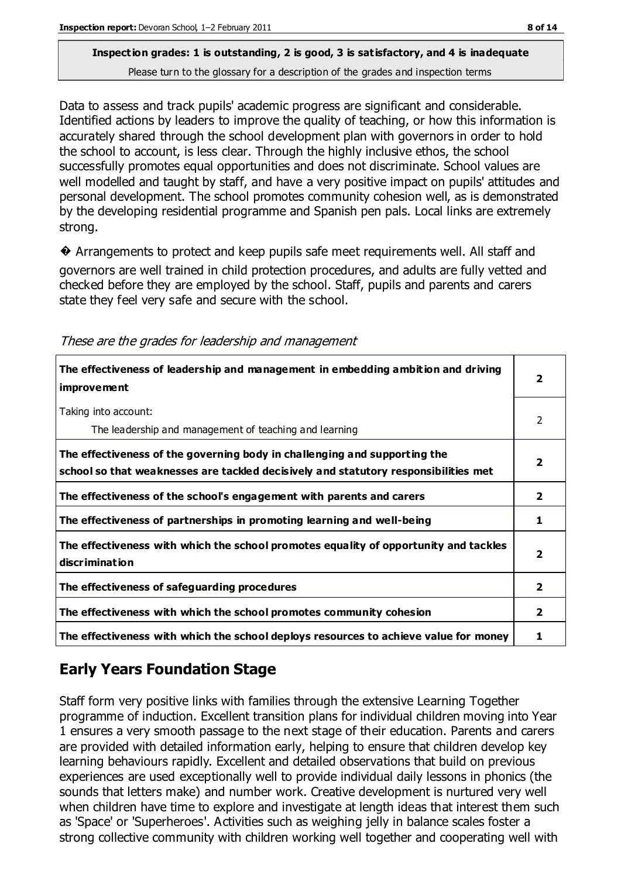**Inspection grades: 1 is outstanding, 2 is good, 3 is satisfactory, and 4 is inadequate**
Please turn to the glossary for a description of the grades and inspection terms

Data to assess and track pupils' academic progress are significant and considerable. Identified actions by leaders to improve the quality of teaching, or how this information is accurately shared through the school development plan with governors in order to hold the school to account, is less clear. Through the highly inclusive ethos, the school successfully promotes equal opportunities and does not discriminate. School values are well modelled and taught by staff, and have a very positive impact on pupils' attitudes and personal development. The school promotes community cohesion well, as is demonstrated by the developing residential programme and Spanish pen pals. Local links are extremely strong.

� Arrangements to protect and keep pupils safe meet requirements well. All staff and governors are well trained in child protection procedures, and adults are fully vetted and checked before they are employed by the school. Staff, pupils and parents and carers state they feel very safe and secure with the school.

*These are the grades for leadership and management*

| | |
|---|---|
| **The effectiveness of leadership and management in embedding ambition and driving improvement** | **2** |
| Taking into account: The leadership and management of teaching and learning | 2 |
| **The effectiveness of the governing body in challenging and supporting the school so that weaknesses are tackled decisively and statutory responsibilities met** | **2** |
| **The effectiveness of the school's engagement with parents and carers** | **2** |
| **The effectiveness of partnerships in promoting learning and well-being** | **1** |
| **The effectiveness with which the school promotes equality of opportunity and tackles discrimination** | **2** |
| **The effectiveness of safeguarding procedures** | **2** |
| **The effectiveness with which the school promotes community cohesion** | **2** |
| **The effectiveness with which the school deploys resources to achieve value for money** | **1** |

## Early Years Foundation Stage

Staff form very positive links with families through the extensive Learning Together programme of induction. Excellent transition plans for individual children moving into Year 1 ensures a very smooth passage to the next stage of their education. Parents and carers are provided with detailed information early, helping to ensure that children develop key learning behaviours rapidly. Excellent and detailed observations that build on previous experiences are used exceptionally well to provide individual daily lessons in phonics (the sounds that letters make) and number work. Creative development is nurtured very well when children have time to explore and investigate at length ideas that interest them such as 'Space' or 'Superheroes'. Activities such as weighing jelly in balance scales foster a strong collective community with children working well together and cooperating well with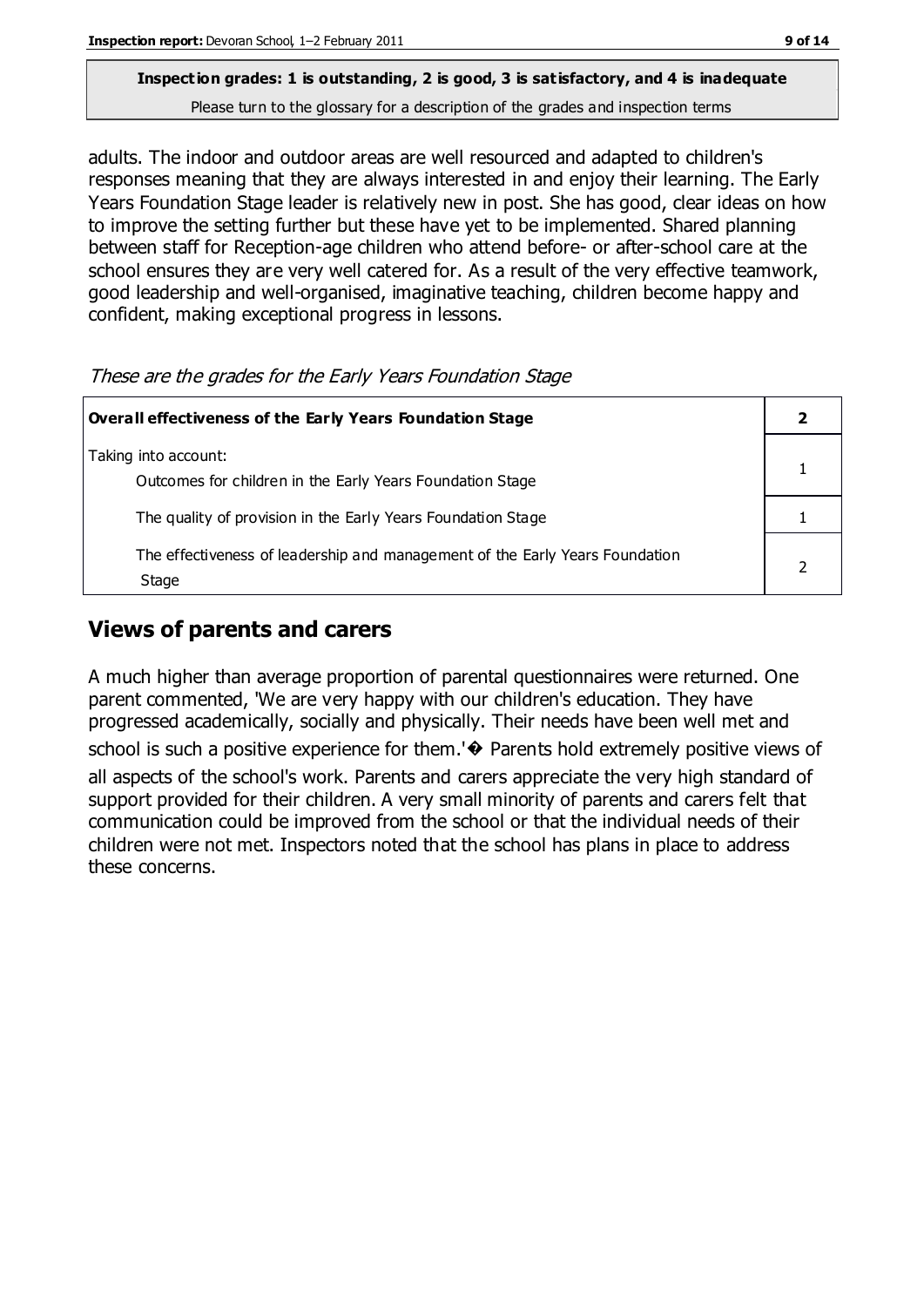**Inspection grades: 1 is outstanding, 2 is good, 3 is satisfactory, and 4 is inadequate**
Please turn to the glossary for a description of the grades and inspection terms

adults. The indoor and outdoor areas are well resourced and adapted to children's responses meaning that they are always interested in and enjoy their learning. The Early Years Foundation Stage leader is relatively new in post. She has good, clear ideas on how to improve the setting further but these have yet to be implemented. Shared planning between staff for Reception-age children who attend before- or after-school care at the school ensures they are very well catered for. As a result of the very effective teamwork, good leadership and well-organised, imaginative teaching, children become happy and confident, making exceptional progress in lessons.

*These are the grades for the Early Years Foundation Stage*

| **Overall effectiveness of the Early Years Foundation Stage** | **2** |
|---|---|
| Taking into account:<br>Outcomes for children in the Early Years Foundation Stage | 1 |
| The quality of provision in the Early Years Foundation Stage | 1 |
| The effectiveness of leadership and management of the Early Years Foundation Stage | 2 |

## Views of parents and carers

A much higher than average proportion of parental questionnaires were returned. One parent commented, 'We are very happy with our children's education. They have progressed academically, socially and physically. Their needs have been well met and school is such a positive experience for them.'� Parents hold extremely positive views of all aspects of the school's work. Parents and carers appreciate the very high standard of support provided for their children. A very small minority of parents and carers felt that communication could be improved from the school or that the individual needs of their children were not met. Inspectors noted that the school has plans in place to address these concerns.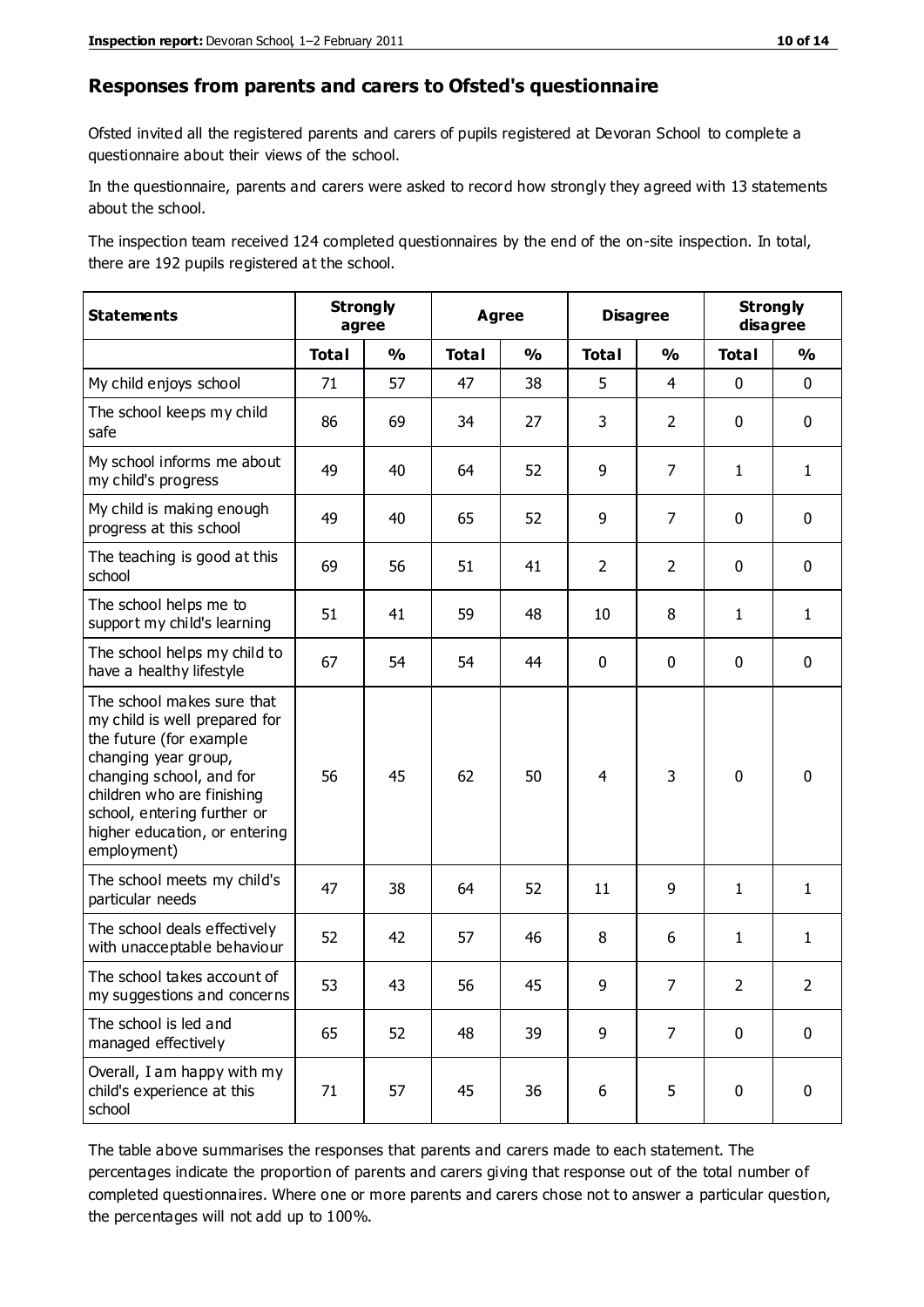## Responses from parents and carers to Ofsted's questionnaire

Ofsted invited all the registered parents and carers of pupils registered at Devoran School to complete a questionnaire about their views of the school.

In the questionnaire, parents and carers were asked to record how strongly they agreed with 13 statements about the school.

The inspection team received 124 completed questionnaires by the end of the on-site inspection. In total, there are 192 pupils registered at the school.

| Statements | Strongly agree | | Agree | | Disagree | | Strongly disagree | |
|---|---|---|---|---|---|---|---|---|
| | Total | % | Total | % | Total | % | Total | % |
| My child enjoys school | 71 | 57 | 47 | 38 | 5 | 4 | 0 | 0 |
| The school keeps my child safe | 86 | 69 | 34 | 27 | 3 | 2 | 0 | 0 |
| My school informs me about my child's progress | 49 | 40 | 64 | 52 | 9 | 7 | 1 | 1 |
| My child is making enough progress at this school | 49 | 40 | 65 | 52 | 9 | 7 | 0 | 0 |
| The teaching is good at this school | 69 | 56 | 51 | 41 | 2 | 2 | 0 | 0 |
| The school helps me to support my child's learning | 51 | 41 | 59 | 48 | 10 | 8 | 1 | 1 |
| The school helps my child to have a healthy lifestyle | 67 | 54 | 54 | 44 | 0 | 0 | 0 | 0 |
| The school makes sure that my child is well prepared for the future (for example changing year group, changing school, and for children who are finishing school, entering further or higher education, or entering employment) | 56 | 45 | 62 | 50 | 4 | 3 | 0 | 0 |
| The school meets my child's particular needs | 47 | 38 | 64 | 52 | 11 | 9 | 1 | 1 |
| The school deals effectively with unacceptable behaviour | 52 | 42 | 57 | 46 | 8 | 6 | 1 | 1 |
| The school takes account of my suggestions and concerns | 53 | 43 | 56 | 45 | 9 | 7 | 2 | 2 |
| The school is led and managed effectively | 65 | 52 | 48 | 39 | 9 | 7 | 0 | 0 |
| Overall, I am happy with my child's experience at this school | 71 | 57 | 45 | 36 | 6 | 5 | 0 | 0 |

The table above summarises the responses that parents and carers made to each statement. The percentages indicate the proportion of parents and carers giving that response out of the total number of completed questionnaires. Where one or more parents and carers chose not to answer a particular question, the percentages will not add up to 100%.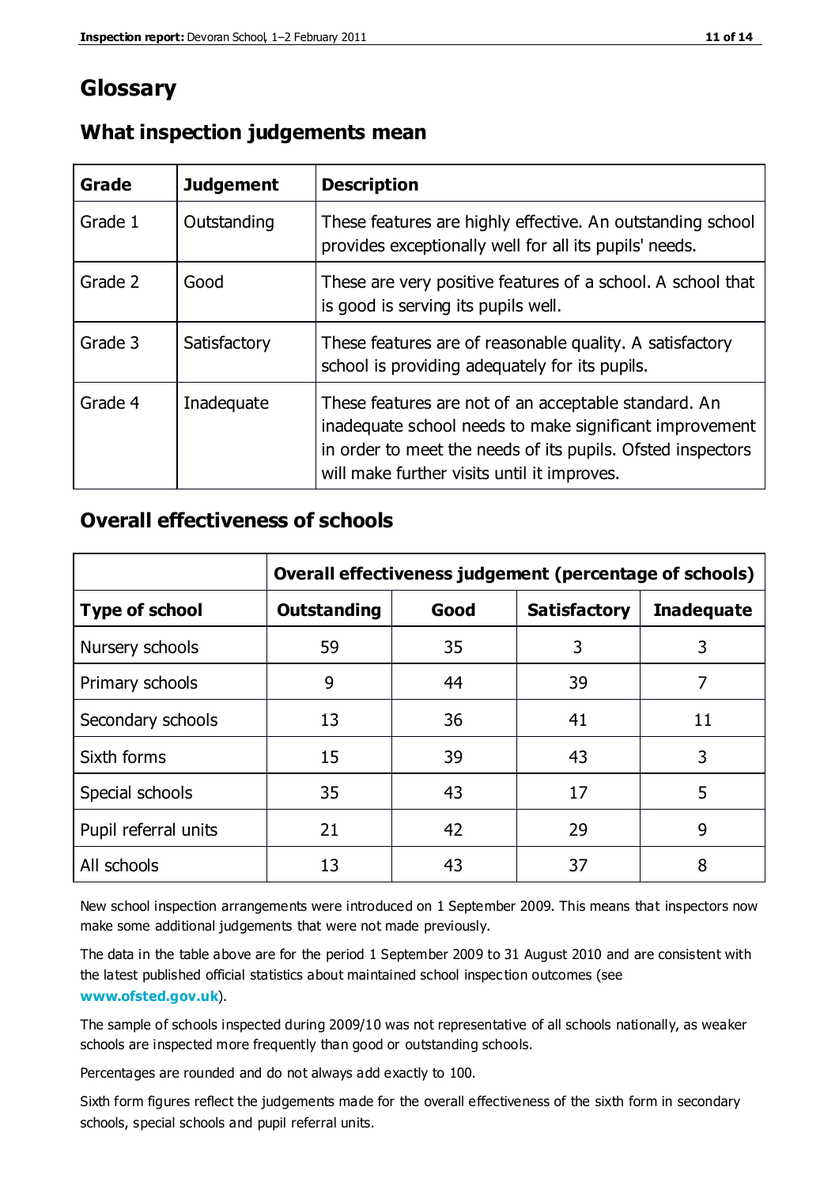# Glossary

## What inspection judgements mean

| Grade | Judgement | Description |
|---|---|---|
| Grade 1 | Outstanding | These features are highly effective. An outstanding school provides exceptionally well for all its pupils' needs. |
| Grade 2 | Good | These are very positive features of a school. A school that is good is serving its pupils well. |
| Grade 3 | Satisfactory | These features are of reasonable quality. A satisfactory school is providing adequately for its pupils. |
| Grade 4 | Inadequate | These features are not of an acceptable standard. An inadequate school needs to make significant improvement in order to meet the needs of its pupils. Ofsted inspectors will make further visits until it improves. |

## Overall effectiveness of schools

| | Overall effectiveness judgement (percentage of schools) | | | |
|---|---|---|---|---|
| **Type of school** | **Outstanding** | **Good** | **Satisfactory** | **Inadequate** |
| Nursery schools | 59 | 35 | 3 | 3 |
| Primary schools | 9 | 44 | 39 | 7 |
| Secondary schools | 13 | 36 | 41 | 11 |
| Sixth forms | 15 | 39 | 43 | 3 |
| Special schools | 35 | 43 | 17 | 5 |
| Pupil referral units | 21 | 42 | 29 | 9 |
| All schools | 13 | 43 | 37 | 8 |

New school inspection arrangements were introduced on 1 September 2009. This means that inspectors now make some additional judgements that were not made previously.

The data in the table above are for the period 1 September 2009 to 31 August 2010 and are consistent with the latest published official statistics about maintained school inspection outcomes (see **www.ofsted.gov.uk**).

The sample of schools inspected during 2009/10 was not representative of all schools nationally, as weaker schools are inspected more frequently than good or outstanding schools.

Percentages are rounded and do not always add exactly to 100.

Sixth form figures reflect the judgements made for the overall effectiveness of the sixth form in secondary schools, special schools and pupil referral units.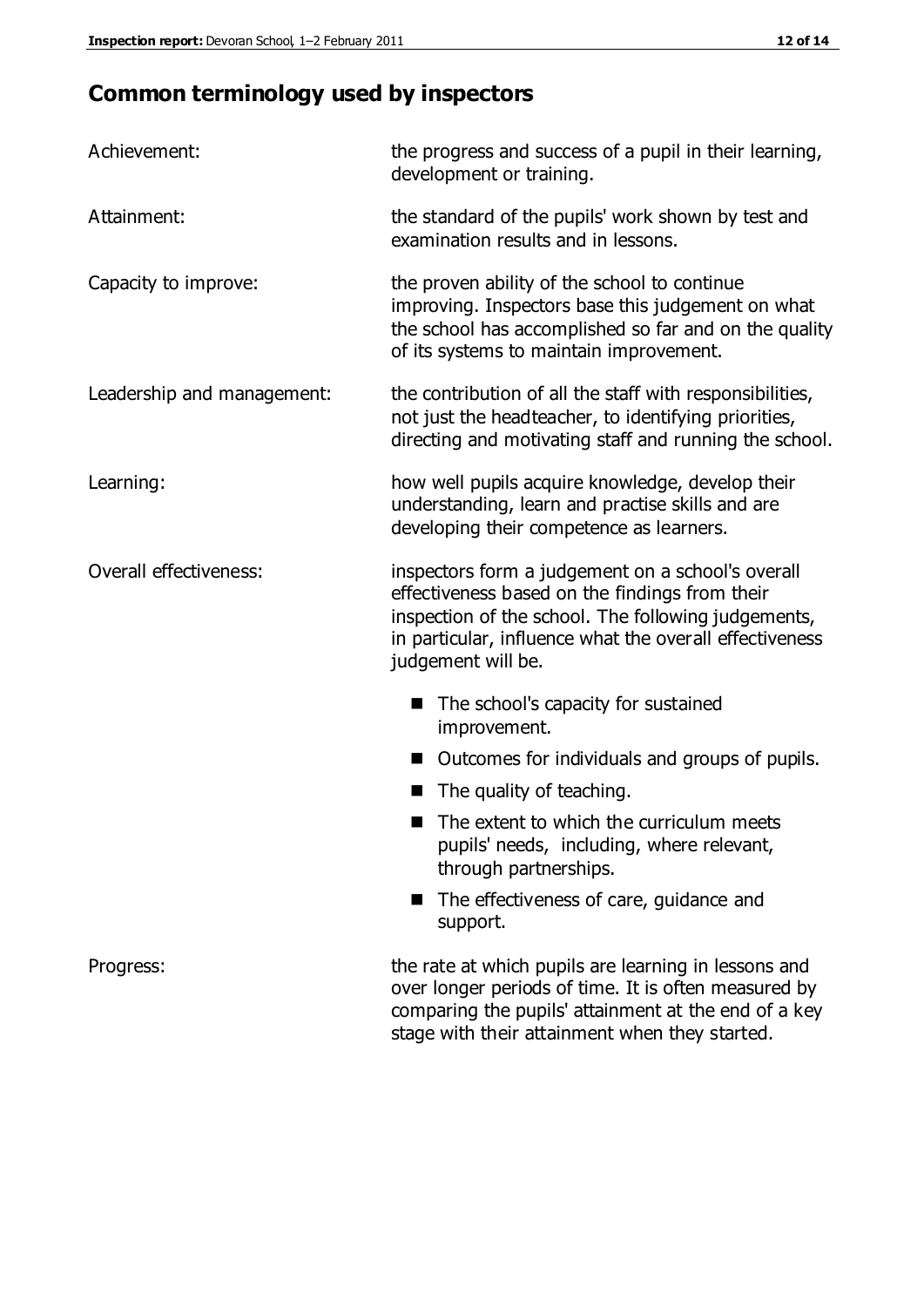## Common terminology used by inspectors

| | |
|---|---|
| Achievement: | the progress and success of a pupil in their learning, development or training. |
| Attainment: | the standard of the pupils' work shown by test and examination results and in lessons. |
| Capacity to improve: | the proven ability of the school to continue improving. Inspectors base this judgement on what the school has accomplished so far and on the quality of its systems to maintain improvement. |
| Leadership and management: | the contribution of all the staff with responsibilities, not just the headteacher, to identifying priorities, directing and motivating staff and running the school. |
| Learning: | how well pupils acquire knowledge, develop their understanding, learn and practise skills and are developing their competence as learners. |
| Overall effectiveness: | inspectors form a judgement on a school's overall effectiveness based on the findings from their inspection of the school. The following judgements, in particular, influence what the overall effectiveness judgement will be.<br>■ The school's capacity for sustained improvement.<br>■ Outcomes for individuals and groups of pupils.<br>■ The quality of teaching.<br>■ The extent to which the curriculum meets pupils' needs, including, where relevant, through partnerships.<br>■ The effectiveness of care, guidance and support. |
| Progress: | the rate at which pupils are learning in lessons and over longer periods of time. It is often measured by comparing the pupils' attainment at the end of a key stage with their attainment when they started. |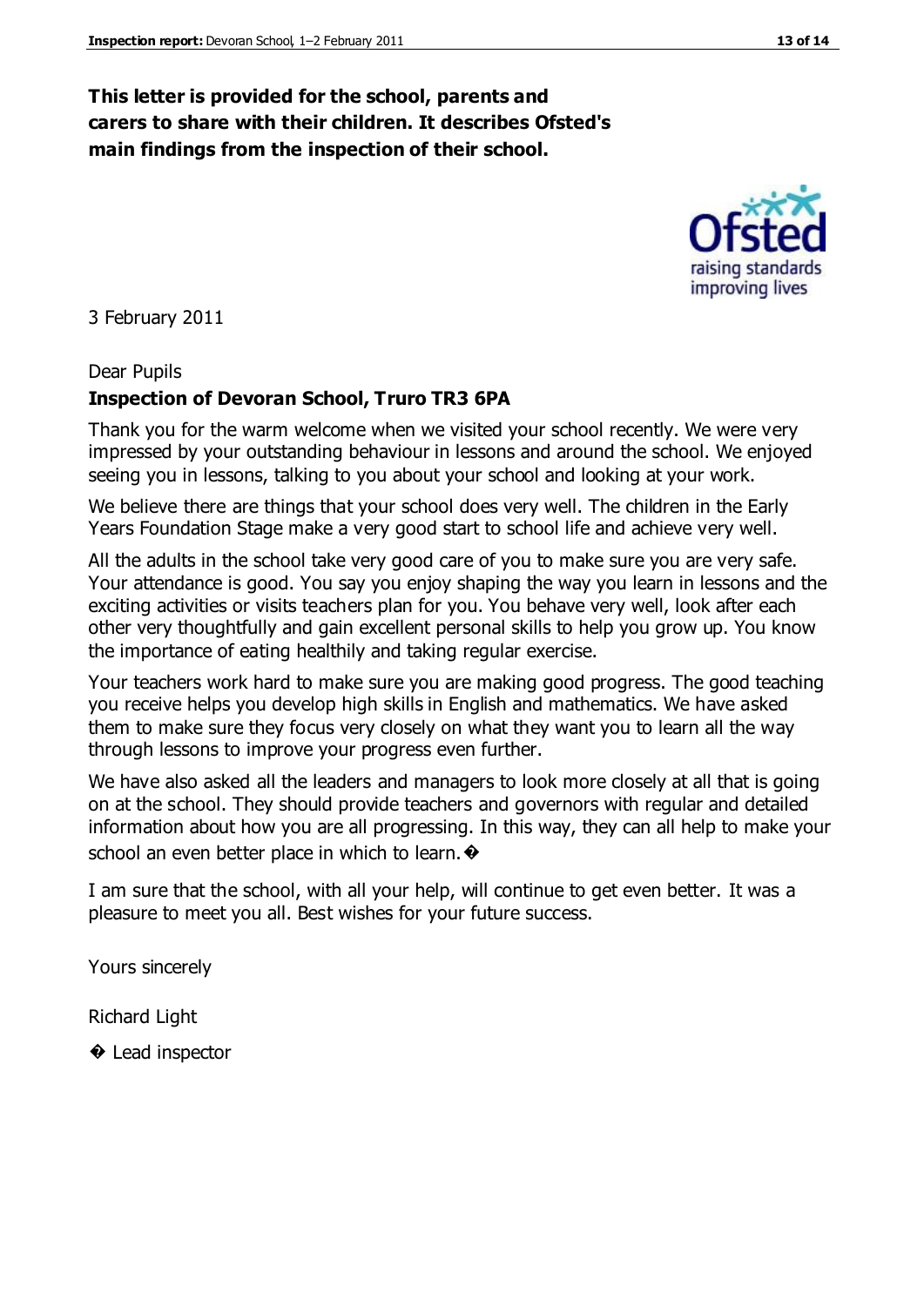**This letter is provided for the school, parents and carers to share with their children. It describes Ofsted's main findings from the inspection of their school.**

3 February 2011

Dear Pupils

**Inspection of Devoran School, Truro TR3 6PA**

Thank you for the warm welcome when we visited your school recently. We were very impressed by your outstanding behaviour in lessons and around the school. We enjoyed seeing you in lessons, talking to you about your school and looking at your work.

We believe there are things that your school does very well. The children in the Early Years Foundation Stage make a very good start to school life and achieve very well.

All the adults in the school take very good care of you to make sure you are very safe. Your attendance is good. You say you enjoy shaping the way you learn in lessons and the exciting activities or visits teachers plan for you. You behave very well, look after each other very thoughtfully and gain excellent personal skills to help you grow up. You know the importance of eating healthily and taking regular exercise.

Your teachers work hard to make sure you are making good progress. The good teaching you receive helps you develop high skills in English and mathematics. We have asked them to make sure they focus very closely on what they want you to learn all the way through lessons to improve your progress even further.

We have also asked all the leaders and managers to look more closely at all that is going on at the school. They should provide teachers and governors with regular and detailed information about how you are all progressing. In this way, they can all help to make your school an even better place in which to learn. �

I am sure that the school, with all your help, will continue to get even better. It was a pleasure to meet you all. Best wishes for your future success.

Yours sincerely

Richard Light

� Lead inspector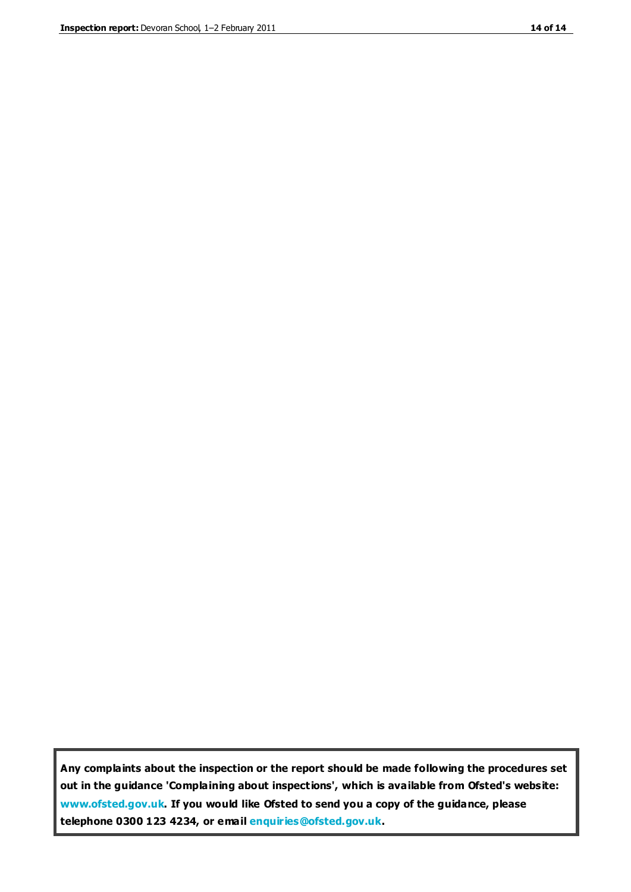**Any complaints about the inspection or the report should be made following the procedures set out in the guidance 'Complaining about inspections', which is available from Ofsted's website: www.ofsted.gov.uk. If you would like Ofsted to send you a copy of the guidance, please telephone 0300 123 4234, or email enquiries@ofsted.gov.uk.**